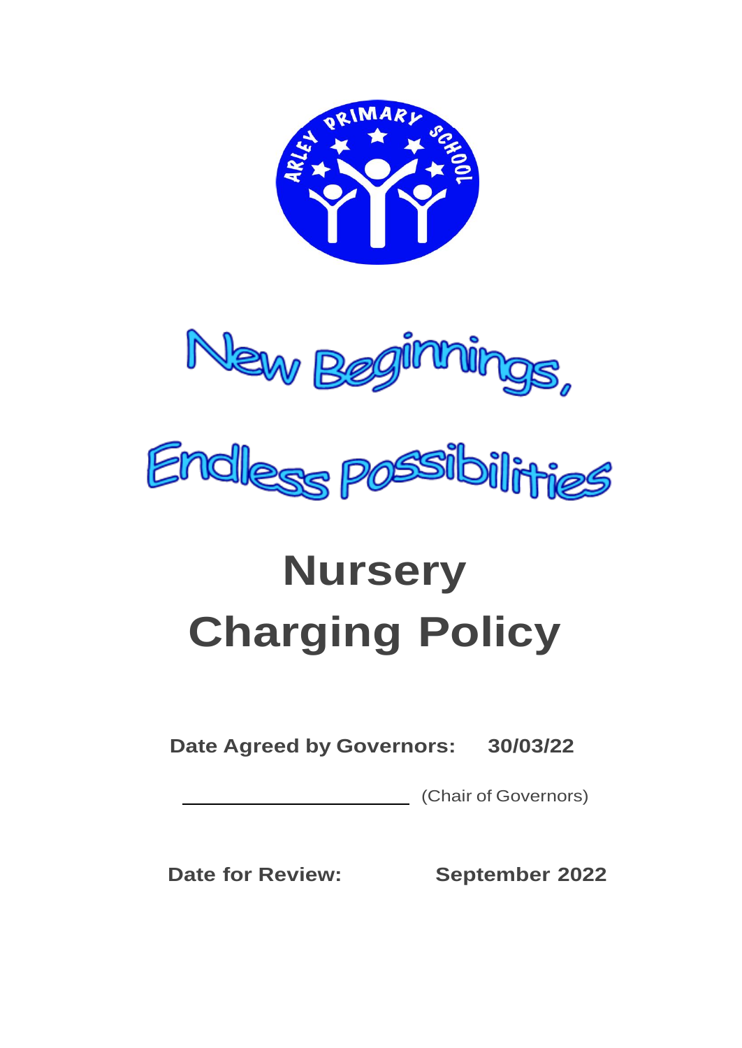New Beginnings,

Endless possibilities

# Nursery Charging Policy

**Date Agreed by Governors: 30/03/22**

_________________________ (Chair of Governors)

**Date for Review: September 2022**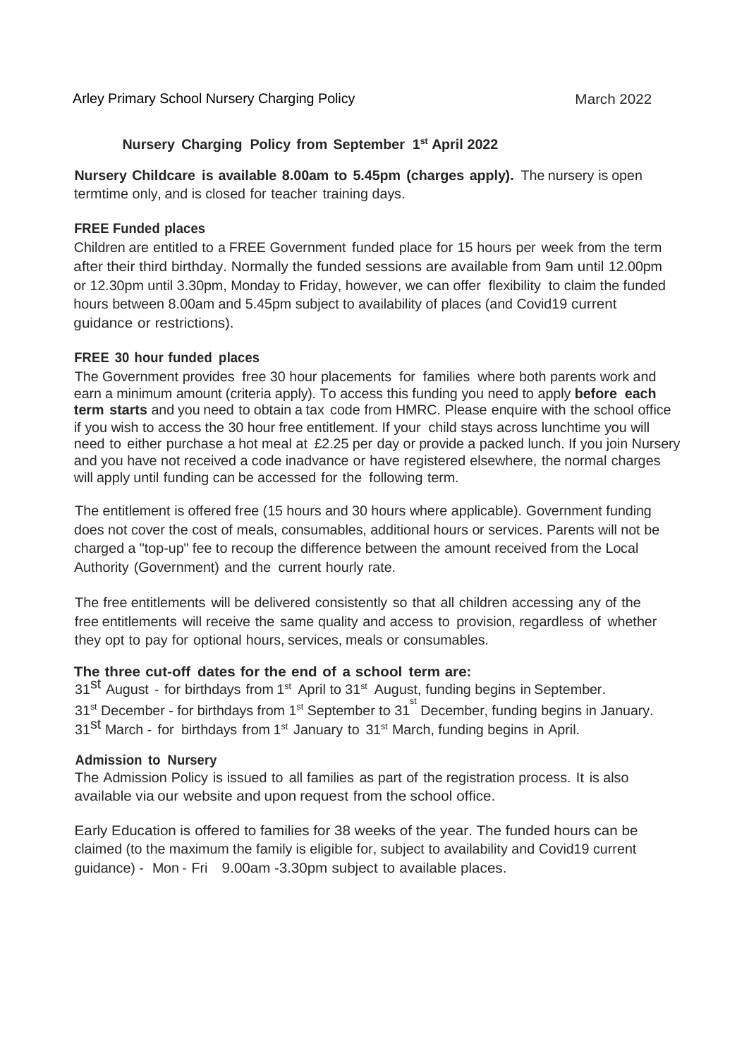## Nursery Charging Policy from September 1st April 2022

**Nursery Childcare is available 8.00am to 5.45pm (charges apply).** The nursery is open termtime only, and is closed for teacher training days.

### FREE Funded places

Children are entitled to a FREE Government funded place for 15 hours per week from the term after their third birthday. Normally the funded sessions are available from 9am until 12.00pm or 12.30pm until 3.30pm, Monday to Friday, however, we can offer flexibility to claim the funded hours between 8.00am and 5.45pm subject to availability of places (and Covid19 current guidance or restrictions).

### FREE 30 hour funded places

The Government provides free 30 hour placements for families where both parents work and earn a minimum amount (criteria apply). To access this funding you need to apply **before each term starts** and you need to obtain a tax code from HMRC. Please enquire with the school office if you wish to access the 30 hour free entitlement. If your child stays across lunchtime you will need to either purchase a hot meal at £2.25 per day or provide a packed lunch. If you join Nursery and you have not received a code inadvance or have registered elsewhere, the normal charges will apply until funding can be accessed for the following term.

The entitlement is offered free (15 hours and 30 hours where applicable). Government funding does not cover the cost of meals, consumables, additional hours or services. Parents will not be charged a "top-up" fee to recoup the difference between the amount received from the Local Authority (Government) and the current hourly rate.

The free entitlements will be delivered consistently so that all children accessing any of the free entitlements will receive the same quality and access to provision, regardless of whether they opt to pay for optional hours, services, meals or consumables.

**The three cut-off dates for the end of a school term are:**

31st August - for birthdays from 1st April to 31st August, funding begins in September.
31st December - for birthdays from 1st September to 31st December, funding begins in January.
31st March - for birthdays from 1st January to 31st March, funding begins in April.

### Admission to Nursery

The Admission Policy is issued to all families as part of the registration process. It is also available via our website and upon request from the school office.

Early Education is offered to families for 38 weeks of the year. The funded hours can be claimed (to the maximum the family is eligible for, subject to availability and Covid19 current guidance) - Mon - Fri 9.00am -3.30pm subject to available places.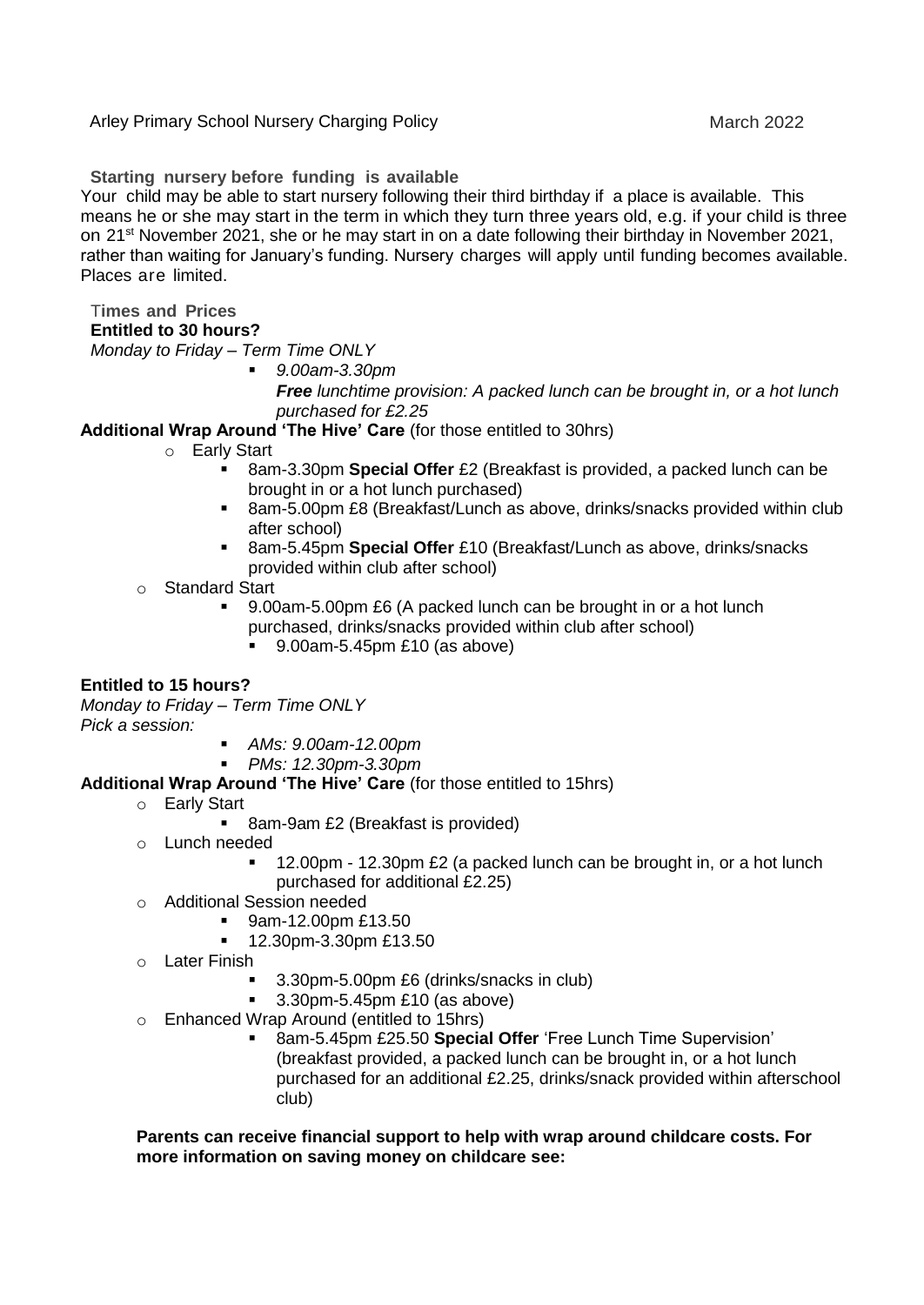Arley Primary School Nursery Charging Policy — March 2022

**Starting nursery before funding is available**

Your child may be able to start nursery following their third birthday if a place is available. This means he or she may start in the term in which they turn three years old, e.g. if your child is three on 21st November 2021, she or he may start in on a date following their birthday in November 2021, rather than waiting for January's funding. Nursery charges will apply until funding becomes available. Places are limited.

**Times and Prices**

**Entitled to 30 hours?**

*Monday to Friday – Term Time ONLY*

- *9.00am-3.30pm*
  ***Free** lunchtime provision: A packed lunch can be brought in, or a hot lunch purchased for £2.25*

**Additional Wrap Around 'The Hive' Care** (for those entitled to 30hrs)

- Early Start
  - 8am-3.30pm **Special Offer** £2 (Breakfast is provided, a packed lunch can be brought in or a hot lunch purchased)
  - 8am-5.00pm £8 (Breakfast/Lunch as above, drinks/snacks provided within club after school)
  - 8am-5.45pm **Special Offer** £10 (Breakfast/Lunch as above, drinks/snacks provided within club after school)
- Standard Start
  - 9.00am-5.00pm £6 (A packed lunch can be brought in or a hot lunch purchased, drinks/snacks provided within club after school)
  - 9.00am-5.45pm £10 (as above)

**Entitled to 15 hours?**

*Monday to Friday – Term Time ONLY*
*Pick a session:*

- *AMs: 9.00am-12.00pm*
- *PMs: 12.30pm-3.30pm*

**Additional Wrap Around 'The Hive' Care** (for those entitled to 15hrs)

- Early Start
  - 8am-9am £2 (Breakfast is provided)
- Lunch needed
  - 12.00pm - 12.30pm £2 (a packed lunch can be brought in, or a hot lunch purchased for additional £2.25)
- Additional Session needed
  - 9am-12.00pm £13.50
  - 12.30pm-3.30pm £13.50
- Later Finish
  - 3.30pm-5.00pm £6 (drinks/snacks in club)
  - 3.30pm-5.45pm £10 (as above)
- Enhanced Wrap Around (entitled to 15hrs)
  - 8am-5.45pm £25.50 **Special Offer** 'Free Lunch Time Supervision' (breakfast provided, a packed lunch can be brought in, or a hot lunch purchased for an additional £2.25, drinks/snack provided within afterschool club)

**Parents can receive financial support to help with wrap around childcare costs. For more information on saving money on childcare see:**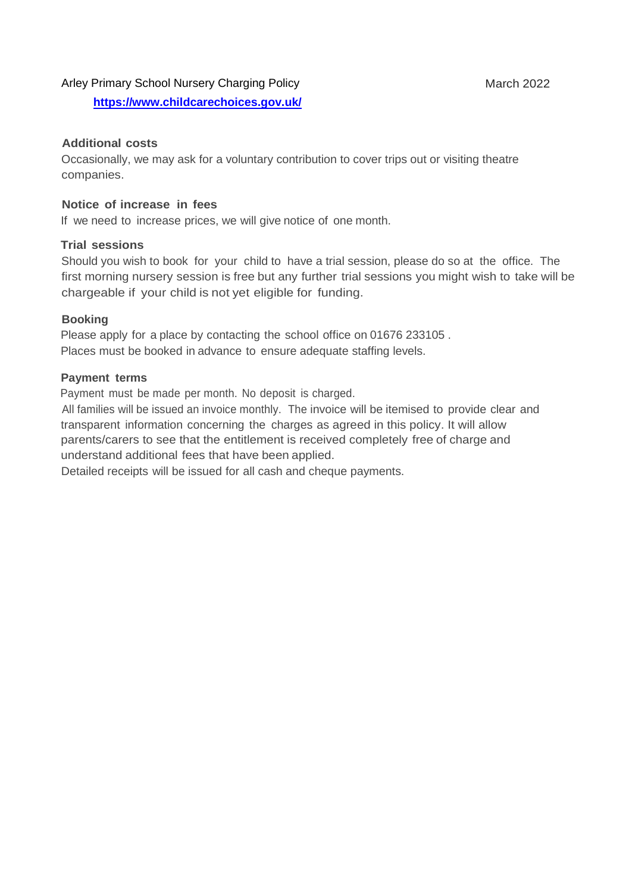Arley Primary School Nursery Charging Policy March 2022

**https://www.childcarechoices.gov.uk/**

**Additional costs**

Occasionally, we may ask for a voluntary contribution to cover trips out or visiting theatre companies.

**Notice of increase in fees**

If we need to increase prices, we will give notice of one month.

**Trial sessions**

Should you wish to book for your child to have a trial session, please do so at the office. The first morning nursery session is free but any further trial sessions you might wish to take will be chargeable if your child is not yet eligible for funding.

**Booking**

Please apply for a place by contacting the school office on 01676 233105 .
Places must be booked in advance to ensure adequate staffing levels.

**Payment terms**

Payment must be made per month. No deposit is charged.
All families will be issued an invoice monthly. The invoice will be itemised to provide clear and transparent information concerning the charges as agreed in this policy. It will allow parents/carers to see that the entitlement is received completely free of charge and understand additional fees that have been applied.
Detailed receipts will be issued for all cash and cheque payments.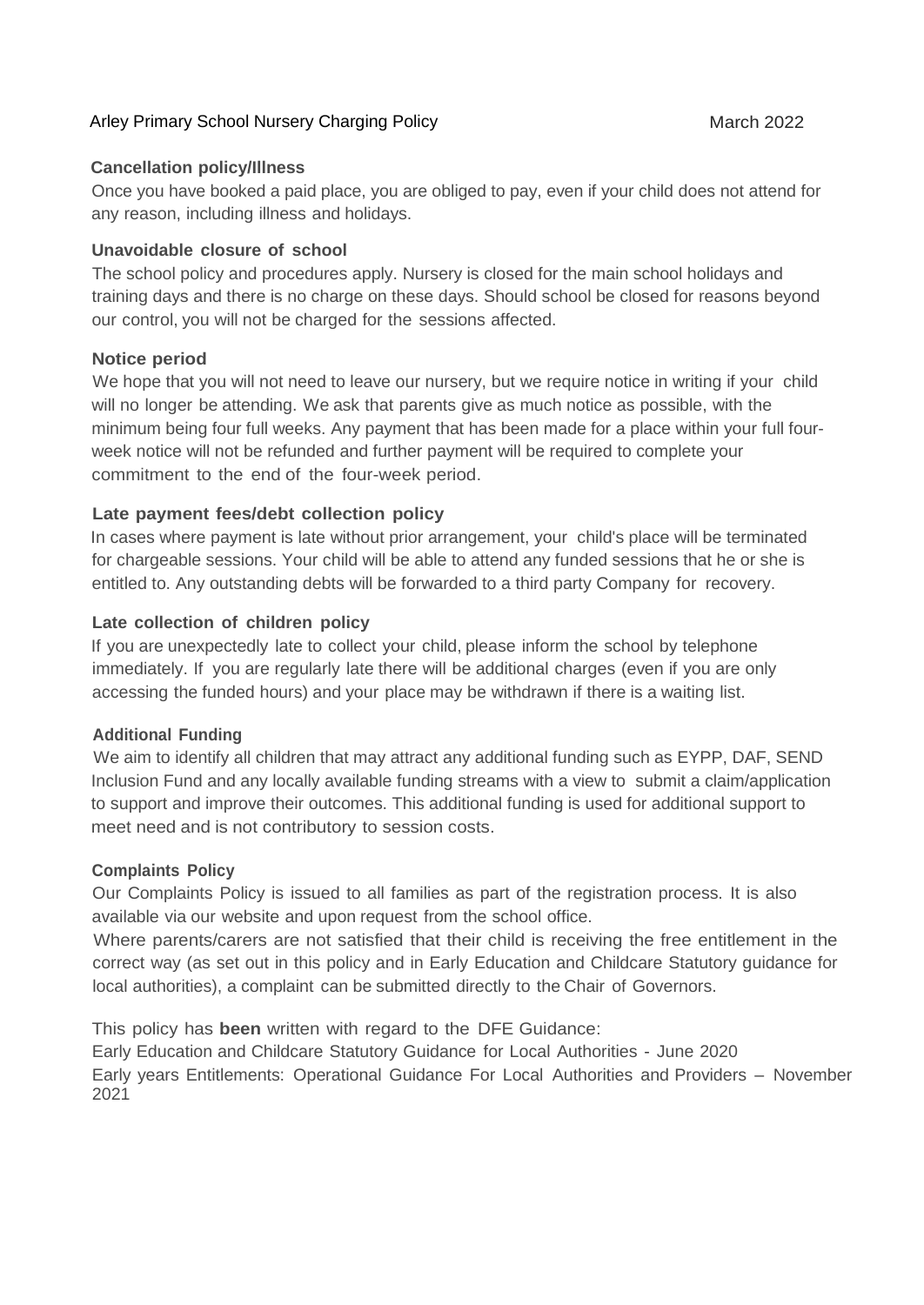**Cancellation policy/Illness**

Once you have booked a paid place, you are obliged to pay, even if your child does not attend for any reason, including illness and holidays.

**Unavoidable closure of school**

The school policy and procedures apply. Nursery is closed for the main school holidays and training days and there is no charge on these days. Should school be closed for reasons beyond our control, you will not be charged for the sessions affected.

**Notice period**

We hope that you will not need to leave our nursery, but we require notice in writing if your child will no longer be attending. We ask that parents give as much notice as possible, with the minimum being four full weeks. Any payment that has been made for a place within your full four-week notice will not be refunded and further payment will be required to complete your commitment to the end of the four-week period.

**Late payment fees/debt collection policy**

In cases where payment is late without prior arrangement, your child's place will be terminated for chargeable sessions. Your child will be able to attend any funded sessions that he or she is entitled to. Any outstanding debts will be forwarded to a third party Company for recovery.

**Late collection of children policy**

If you are unexpectedly late to collect your child, please inform the school by telephone immediately. If you are regularly late there will be additional charges (even if you are only accessing the funded hours) and your place may be withdrawn if there is a waiting list.

**Additional Funding**

We aim to identify all children that may attract any additional funding such as EYPP, DAF, SEND Inclusion Fund and any locally available funding streams with a view to submit a claim/application to support and improve their outcomes. This additional funding is used for additional support to meet need and is not contributory to session costs.

**Complaints Policy**

Our Complaints Policy is issued to all families as part of the registration process. It is also available via our website and upon request from the school office.

Where parents/carers are not satisfied that their child is receiving the free entitlement in the correct way (as set out in this policy and in Early Education and Childcare Statutory guidance for local authorities), a complaint can be submitted directly to the Chair of Governors.

This policy has **been** written with regard to the DFE Guidance:

Early Education and Childcare Statutory Guidance for Local Authorities - June 2020

Early years Entitlements: Operational Guidance For Local Authorities and Providers – November 2021